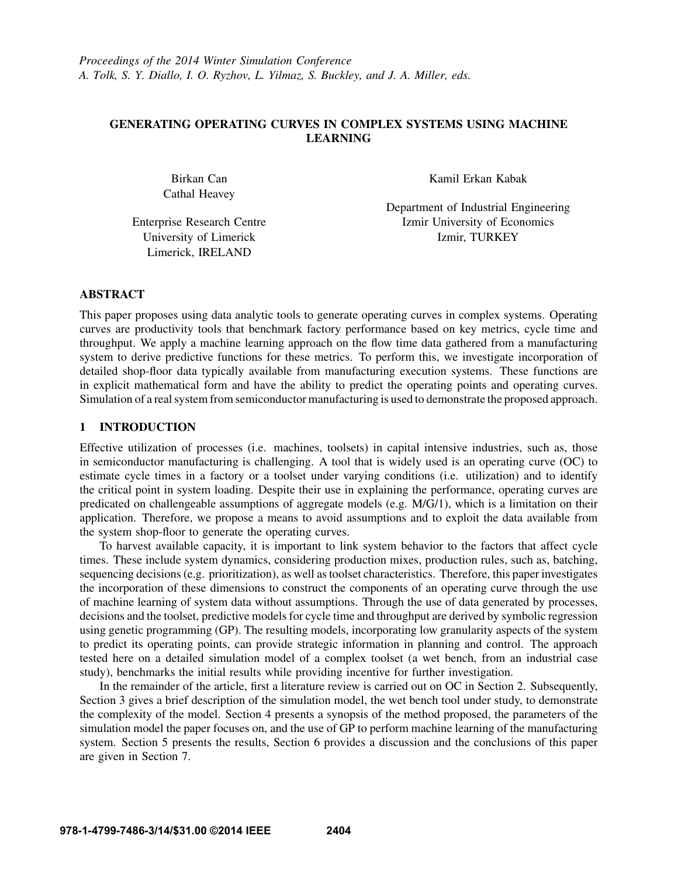*Proceedings of the 2014 Winter Simulation Conference*
*A. Tolk, S. Y. Diallo, I. O. Ryzhov, L. Yilmaz, S. Buckley, and J. A. Miller, eds.*

# GENERATING OPERATING CURVES IN COMPLEX SYSTEMS USING MACHINE LEARNING

Birkan Can
Cathal Heavey

Enterprise Research Centre
University of Limerick
Limerick, IRELAND

Kamil Erkan Kabak

Department of Industrial Engineering
Izmir University of Economics
Izmir, TURKEY

## ABSTRACT

This paper proposes using data analytic tools to generate operating curves in complex systems. Operating curves are productivity tools that benchmark factory performance based on key metrics, cycle time and throughput. We apply a machine learning approach on the flow time data gathered from a manufacturing system to derive predictive functions for these metrics. To perform this, we investigate incorporation of detailed shop-floor data typically available from manufacturing execution systems. These functions are in explicit mathematical form and have the ability to predict the operating points and operating curves. Simulation of a real system from semiconductor manufacturing is used to demonstrate the proposed approach.

## 1 INTRODUCTION

Effective utilization of processes (i.e. machines, toolsets) in capital intensive industries, such as, those in semiconductor manufacturing is challenging. A tool that is widely used is an operating curve (OC) to estimate cycle times in a factory or a toolset under varying conditions (i.e. utilization) and to identify the critical point in system loading. Despite their use in explaining the performance, operating curves are predicated on challengeable assumptions of aggregate models (e.g. M/G/1), which is a limitation on their application. Therefore, we propose a means to avoid assumptions and to exploit the data available from the system shop-floor to generate the operating curves.

To harvest available capacity, it is important to link system behavior to the factors that affect cycle times. These include system dynamics, considering production mixes, production rules, such as, batching, sequencing decisions (e.g. prioritization), as well as toolset characteristics. Therefore, this paper investigates the incorporation of these dimensions to construct the components of an operating curve through the use of machine learning of system data without assumptions. Through the use of data generated by processes, decisions and the toolset, predictive models for cycle time and throughput are derived by symbolic regression using genetic programming (GP). The resulting models, incorporating low granularity aspects of the system to predict its operating points, can provide strategic information in planning and control. The approach tested here on a detailed simulation model of a complex toolset (a wet bench, from an industrial case study), benchmarks the initial results while providing incentive for further investigation.

In the remainder of the article, first a literature review is carried out on OC in Section 2. Subsequently, Section 3 gives a brief description of the simulation model, the wet bench tool under study, to demonstrate the complexity of the model. Section 4 presents a synopsis of the method proposed, the parameters of the simulation model the paper focuses on, and the use of GP to perform machine learning of the manufacturing system. Section 5 presents the results, Section 6 provides a discussion and the conclusions of this paper are given in Section 7.

978-1-4799-7486-3/14/$31.00 ©2014 IEEE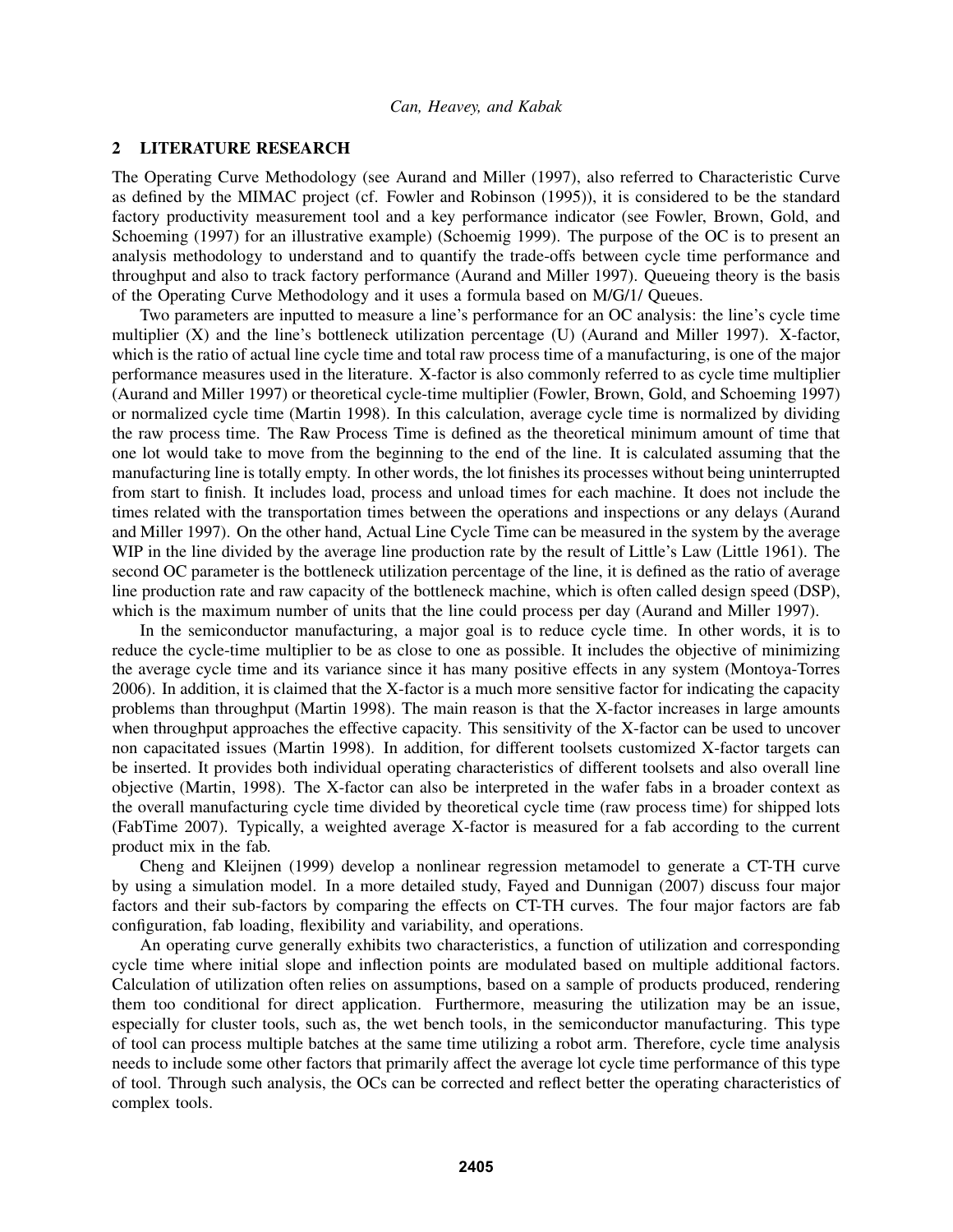## 2 LITERATURE RESEARCH

The Operating Curve Methodology (see Aurand and Miller (1997), also referred to Characteristic Curve as defined by the MIMAC project (cf. Fowler and Robinson (1995)), it is considered to be the standard factory productivity measurement tool and a key performance indicator (see Fowler, Brown, Gold, and Schoeming (1997) for an illustrative example) (Schoemig 1999). The purpose of the OC is to present an analysis methodology to understand and to quantify the trade-offs between cycle time performance and throughput and also to track factory performance (Aurand and Miller 1997). Queueing theory is the basis of the Operating Curve Methodology and it uses a formula based on M/G/1/ Queues.

Two parameters are inputted to measure a line's performance for an OC analysis: the line's cycle time multiplier (X) and the line's bottleneck utilization percentage (U) (Aurand and Miller 1997). X-factor, which is the ratio of actual line cycle time and total raw process time of a manufacturing, is one of the major performance measures used in the literature. X-factor is also commonly referred to as cycle time multiplier (Aurand and Miller 1997) or theoretical cycle-time multiplier (Fowler, Brown, Gold, and Schoeming 1997) or normalized cycle time (Martin 1998). In this calculation, average cycle time is normalized by dividing the raw process time. The Raw Process Time is defined as the theoretical minimum amount of time that one lot would take to move from the beginning to the end of the line. It is calculated assuming that the manufacturing line is totally empty. In other words, the lot finishes its processes without being uninterrupted from start to finish. It includes load, process and unload times for each machine. It does not include the times related with the transportation times between the operations and inspections or any delays (Aurand and Miller 1997). On the other hand, Actual Line Cycle Time can be measured in the system by the average WIP in the line divided by the average line production rate by the result of Little's Law (Little 1961). The second OC parameter is the bottleneck utilization percentage of the line, it is defined as the ratio of average line production rate and raw capacity of the bottleneck machine, which is often called design speed (DSP), which is the maximum number of units that the line could process per day (Aurand and Miller 1997).

In the semiconductor manufacturing, a major goal is to reduce cycle time. In other words, it is to reduce the cycle-time multiplier to be as close to one as possible. It includes the objective of minimizing the average cycle time and its variance since it has many positive effects in any system (Montoya-Torres 2006). In addition, it is claimed that the X-factor is a much more sensitive factor for indicating the capacity problems than throughput (Martin 1998). The main reason is that the X-factor increases in large amounts when throughput approaches the effective capacity. This sensitivity of the X-factor can be used to uncover non capacitated issues (Martin 1998). In addition, for different toolsets customized X-factor targets can be inserted. It provides both individual operating characteristics of different toolsets and also overall line objective (Martin, 1998). The X-factor can also be interpreted in the wafer fabs in a broader context as the overall manufacturing cycle time divided by theoretical cycle time (raw process time) for shipped lots (FabTime 2007). Typically, a weighted average X-factor is measured for a fab according to the current product mix in the fab.

Cheng and Kleijnen (1999) develop a nonlinear regression metamodel to generate a CT-TH curve by using a simulation model. In a more detailed study, Fayed and Dunnigan (2007) discuss four major factors and their sub-factors by comparing the effects on CT-TH curves. The four major factors are fab configuration, fab loading, flexibility and variability, and operations.

An operating curve generally exhibits two characteristics, a function of utilization and corresponding cycle time where initial slope and inflection points are modulated based on multiple additional factors. Calculation of utilization often relies on assumptions, based on a sample of products produced, rendering them too conditional for direct application. Furthermore, measuring the utilization may be an issue, especially for cluster tools, such as, the wet bench tools, in the semiconductor manufacturing. This type of tool can process multiple batches at the same time utilizing a robot arm. Therefore, cycle time analysis needs to include some other factors that primarily affect the average lot cycle time performance of this type of tool. Through such analysis, the OCs can be corrected and reflect better the operating characteristics of complex tools.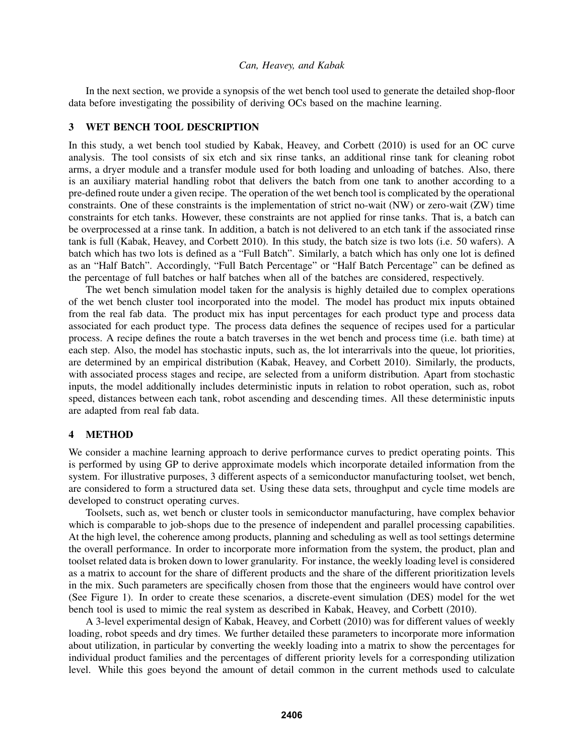In the next section, we provide a synopsis of the wet bench tool used to generate the detailed shop-floor data before investigating the possibility of deriving OCs based on the machine learning.

## 3 WET BENCH TOOL DESCRIPTION

In this study, a wet bench tool studied by Kabak, Heavey, and Corbett (2010) is used for an OC curve analysis. The tool consists of six etch and six rinse tanks, an additional rinse tank for cleaning robot arms, a dryer module and a transfer module used for both loading and unloading of batches. Also, there is an auxiliary material handling robot that delivers the batch from one tank to another according to a pre-defined route under a given recipe. The operation of the wet bench tool is complicated by the operational constraints. One of these constraints is the implementation of strict no-wait (NW) or zero-wait (ZW) time constraints for etch tanks. However, these constraints are not applied for rinse tanks. That is, a batch can be overprocessed at a rinse tank. In addition, a batch is not delivered to an etch tank if the associated rinse tank is full (Kabak, Heavey, and Corbett 2010). In this study, the batch size is two lots (i.e. 50 wafers). A batch which has two lots is defined as a "Full Batch". Similarly, a batch which has only one lot is defined as an "Half Batch". Accordingly, "Full Batch Percentage" or "Half Batch Percentage" can be defined as the percentage of full batches or half batches when all of the batches are considered, respectively.

The wet bench simulation model taken for the analysis is highly detailed due to complex operations of the wet bench cluster tool incorporated into the model. The model has product mix inputs obtained from the real fab data. The product mix has input percentages for each product type and process data associated for each product type. The process data defines the sequence of recipes used for a particular process. A recipe defines the route a batch traverses in the wet bench and process time (i.e. bath time) at each step. Also, the model has stochastic inputs, such as, the lot interarrivals into the queue, lot priorities, are determined by an empirical distribution (Kabak, Heavey, and Corbett 2010). Similarly, the products, with associated process stages and recipe, are selected from a uniform distribution. Apart from stochastic inputs, the model additionally includes deterministic inputs in relation to robot operation, such as, robot speed, distances between each tank, robot ascending and descending times. All these deterministic inputs are adapted from real fab data.

## 4 METHOD

We consider a machine learning approach to derive performance curves to predict operating points. This is performed by using GP to derive approximate models which incorporate detailed information from the system. For illustrative purposes, 3 different aspects of a semiconductor manufacturing toolset, wet bench, are considered to form a structured data set. Using these data sets, throughput and cycle time models are developed to construct operating curves.

Toolsets, such as, wet bench or cluster tools in semiconductor manufacturing, have complex behavior which is comparable to job-shops due to the presence of independent and parallel processing capabilities. At the high level, the coherence among products, planning and scheduling as well as tool settings determine the overall performance. In order to incorporate more information from the system, the product, plan and toolset related data is broken down to lower granularity. For instance, the weekly loading level is considered as a matrix to account for the share of different products and the share of the different prioritization levels in the mix. Such parameters are specifically chosen from those that the engineers would have control over (See Figure 1). In order to create these scenarios, a discrete-event simulation (DES) model for the wet bench tool is used to mimic the real system as described in Kabak, Heavey, and Corbett (2010).

A 3-level experimental design of Kabak, Heavey, and Corbett (2010) was for different values of weekly loading, robot speeds and dry times. We further detailed these parameters to incorporate more information about utilization, in particular by converting the weekly loading into a matrix to show the percentages for individual product families and the percentages of different priority levels for a corresponding utilization level. While this goes beyond the amount of detail common in the current methods used to calculate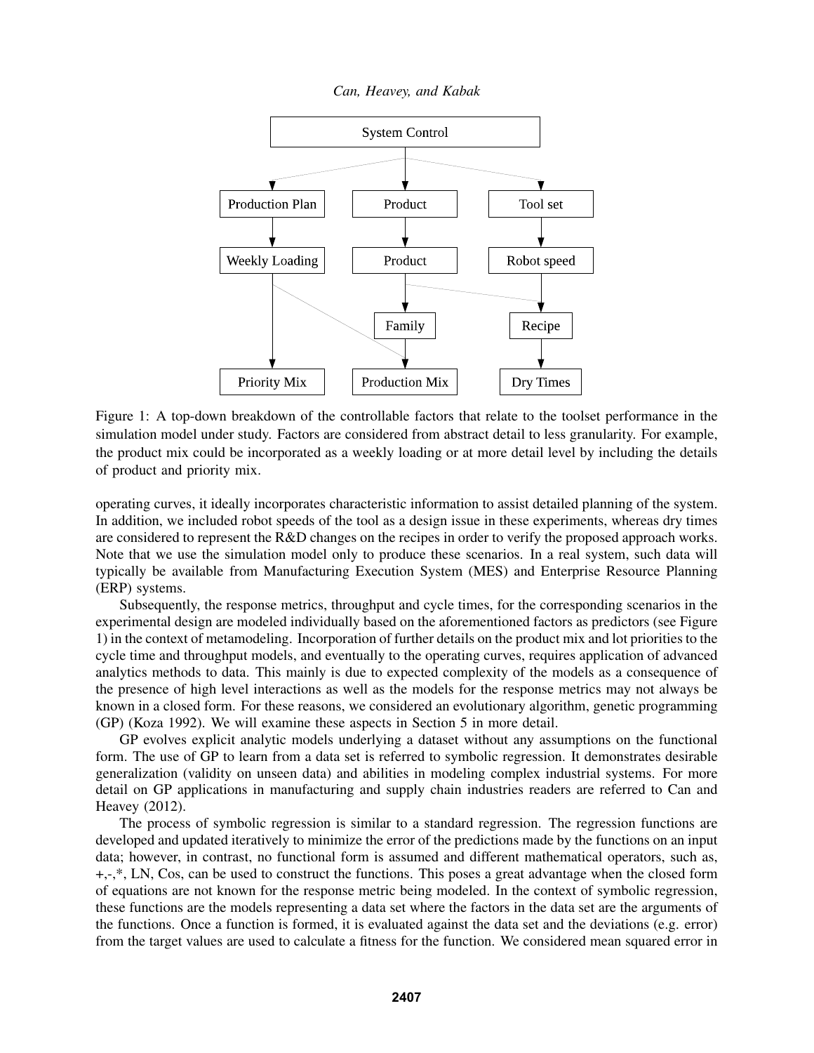System Control

Production Plan

Product

Tool set

Weekly Loading

Product

Robot speed

Family

Recipe

Priority Mix

Production Mix

Dry Times

Figure 1: A top-down breakdown of the controllable factors that relate to the toolset performance in the simulation model under study. Factors are considered from abstract detail to less granularity. For example, the product mix could be incorporated as a weekly loading or at more detail level by including the details of product and priority mix.

operating curves, it ideally incorporates characteristic information to assist detailed planning of the system. In addition, we included robot speeds of the tool as a design issue in these experiments, whereas dry times are considered to represent the R&D changes on the recipes in order to verify the proposed approach works. Note that we use the simulation model only to produce these scenarios. In a real system, such data will typically be available from Manufacturing Execution System (MES) and Enterprise Resource Planning (ERP) systems.

Subsequently, the response metrics, throughput and cycle times, for the corresponding scenarios in the experimental design are modeled individually based on the aforementioned factors as predictors (see Figure 1) in the context of metamodeling. Incorporation of further details on the product mix and lot priorities to the cycle time and throughput models, and eventually to the operating curves, requires application of advanced analytics methods to data. This mainly is due to expected complexity of the models as a consequence of the presence of high level interactions as well as the models for the response metrics may not always be known in a closed form. For these reasons, we considered an evolutionary algorithm, genetic programming (GP) (Koza 1992). We will examine these aspects in Section 5 in more detail.

GP evolves explicit analytic models underlying a dataset without any assumptions on the functional form. The use of GP to learn from a data set is referred to symbolic regression. It demonstrates desirable generalization (validity on unseen data) and abilities in modeling complex industrial systems. For more detail on GP applications in manufacturing and supply chain industries readers are referred to Can and Heavey (2012).

The process of symbolic regression is similar to a standard regression. The regression functions are developed and updated iteratively to minimize the error of the predictions made by the functions on an input data; however, in contrast, no functional form is assumed and different mathematical operators, such as, +,-,*, LN, Cos, can be used to construct the functions. This poses a great advantage when the closed form of equations are not known for the response metric being modeled. In the context of symbolic regression, these functions are the models representing a data set where the factors in the data set are the arguments of the functions. Once a function is formed, it is evaluated against the data set and the deviations (e.g. error) from the target values are used to calculate a fitness for the function. We considered mean squared error in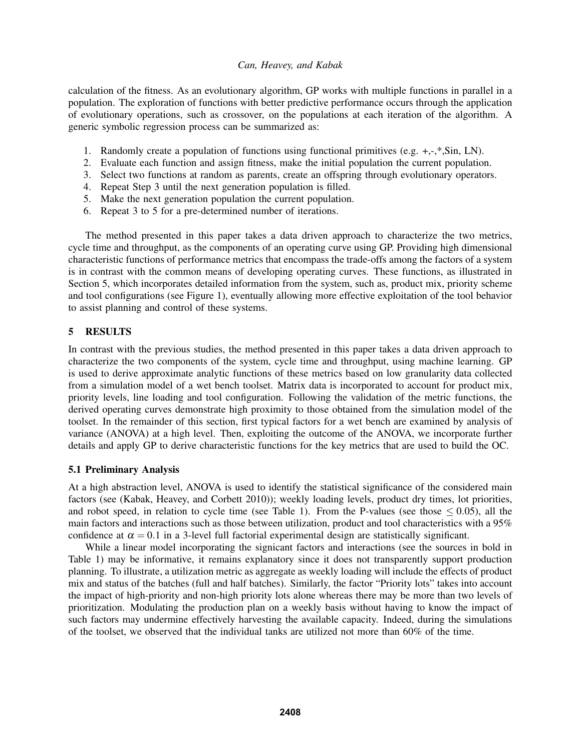calculation of the fitness. As an evolutionary algorithm, GP works with multiple functions in parallel in a population. The exploration of functions with better predictive performance occurs through the application of evolutionary operations, such as crossover, on the populations at each iteration of the algorithm. A generic symbolic regression process can be summarized as:

1. Randomly create a population of functions using functional primitives (e.g. +,-,*,Sin, LN).
2. Evaluate each function and assign fitness, make the initial population the current population.
3. Select two functions at random as parents, create an offspring through evolutionary operators.
4. Repeat Step 3 until the next generation population is filled.
5. Make the next generation population the current population.
6. Repeat 3 to 5 for a pre-determined number of iterations.

The method presented in this paper takes a data driven approach to characterize the two metrics, cycle time and throughput, as the components of an operating curve using GP. Providing high dimensional characteristic functions of performance metrics that encompass the trade-offs among the factors of a system is in contrast with the common means of developing operating curves. These functions, as illustrated in Section 5, which incorporates detailed information from the system, such as, product mix, priority scheme and tool configurations (see Figure 1), eventually allowing more effective exploitation of the tool behavior to assist planning and control of these systems.

## 5 RESULTS

In contrast with the previous studies, the method presented in this paper takes a data driven approach to characterize the two components of the system, cycle time and throughput, using machine learning. GP is used to derive approximate analytic functions of these metrics based on low granularity data collected from a simulation model of a wet bench toolset. Matrix data is incorporated to account for product mix, priority levels, line loading and tool configuration. Following the validation of the metric functions, the derived operating curves demonstrate high proximity to those obtained from the simulation model of the toolset. In the remainder of this section, first typical factors for a wet bench are examined by analysis of variance (ANOVA) at a high level. Then, exploiting the outcome of the ANOVA, we incorporate further details and apply GP to derive characteristic functions for the key metrics that are used to build the OC.

### 5.1 Preliminary Analysis

At a high abstraction level, ANOVA is used to identify the statistical significance of the considered main factors (see (Kabak, Heavey, and Corbett 2010)); weekly loading levels, product dry times, lot priorities, and robot speed, in relation to cycle time (see Table 1). From the P-values (see those $\leq 0.05$), all the main factors and interactions such as those between utilization, product and tool characteristics with a 95% confidence at $\alpha = 0.1$ in a 3-level full factorial experimental design are statistically significant.

While a linear model incorporating the signicant factors and interactions (see the sources in bold in Table 1) may be informative, it remains explanatory since it does not transparently support production planning. To illustrate, a utilization metric as aggregate as weekly loading will include the effects of product mix and status of the batches (full and half batches). Similarly, the factor "Priority lots" takes into account the impact of high-priority and non-high priority lots alone whereas there may be more than two levels of prioritization. Modulating the production plan on a weekly basis without having to know the impact of such factors may undermine effectively harvesting the available capacity. Indeed, during the simulations of the toolset, we observed that the individual tanks are utilized not more than 60% of the time.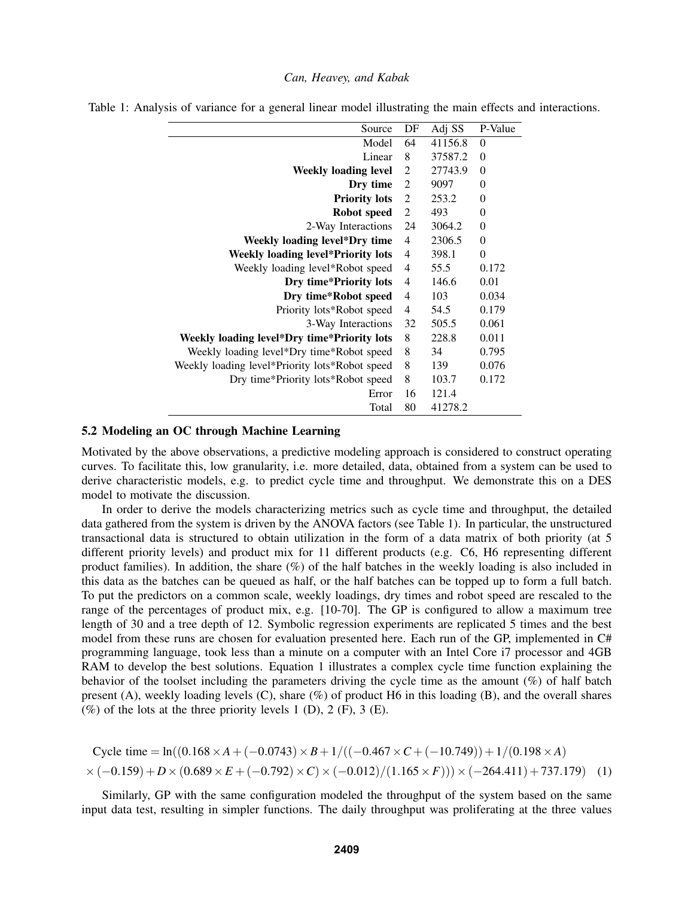Table 1: Analysis of variance for a general linear model illustrating the main effects and interactions.

| Source | DF | Adj SS | P-Value |
|---:|---|---|---|
| Model | 64 | 41156.8 | 0 |
| Linear | 8 | 37587.2 | 0 |
| **Weekly loading level** | 2 | 27743.9 | 0 |
| **Dry time** | 2 | 9097 | 0 |
| **Priority lots** | 2 | 253.2 | 0 |
| **Robot speed** | 2 | 493 | 0 |
| 2-Way Interactions | 24 | 3064.2 | 0 |
| **Weekly loading level*Dry time** | 4 | 2306.5 | 0 |
| **Weekly loading level*Priority lots** | 4 | 398.1 | 0 |
| Weekly loading level*Robot speed | 4 | 55.5 | 0.172 |
| **Dry time*Priority lots** | 4 | 146.6 | 0.01 |
| **Dry time*Robot speed** | 4 | 103 | 0.034 |
| Priority lots*Robot speed | 4 | 54.5 | 0.179 |
| 3-Way Interactions | 32 | 505.5 | 0.061 |
| **Weekly loading level*Dry time*Priority lots** | 8 | 228.8 | 0.011 |
| Weekly loading level*Dry time*Robot speed | 8 | 34 | 0.795 |
| Weekly loading level*Priority lots*Robot speed | 8 | 139 | 0.076 |
| Dry time*Priority lots*Robot speed | 8 | 103.7 | 0.172 |
| Error | 16 | 121.4 | |
| Total | 80 | 41278.2 | |

### 5.2 Modeling an OC through Machine Learning

Motivated by the above observations, a predictive modeling approach is considered to construct operating curves. To facilitate this, low granularity, i.e. more detailed, data, obtained from a system can be used to derive characteristic models, e.g. to predict cycle time and throughput. We demonstrate this on a DES model to motivate the discussion.

In order to derive the models characterizing metrics such as cycle time and throughput, the detailed data gathered from the system is driven by the ANOVA factors (see Table 1). In particular, the unstructured transactional data is structured to obtain utilization in the form of a data matrix of both priority (at 5 different priority levels) and product mix for 11 different products (e.g. C6, H6 representing different product families). In addition, the share (%) of the half batches in the weekly loading is also included in this data as the batches can be queued as half, or the half batches can be topped up to form a full batch. To put the predictors on a common scale, weekly loadings, dry times and robot speed are rescaled to the range of the percentages of product mix, e.g. [10-70]. The GP is configured to allow a maximum tree length of 30 and a tree depth of 12. Symbolic regression experiments are replicated 5 times and the best model from these runs are chosen for evaluation presented here. Each run of the GP, implemented in C# programming language, took less than a minute on a computer with an Intel Core i7 processor and 4GB RAM to develop the best solutions. Equation 1 illustrates a complex cycle time function explaining the behavior of the toolset including the parameters driving the cycle time as the amount (%) of half batch present (A), weekly loading levels (C), share (%) of product H6 in this loading (B), and the overall shares (%) of the lots at the three priority levels 1 (D), 2 (F), 3 (E).

$$
\begin{aligned}
\text{Cycle time} = \ln((0.168 \times A + (-0.0743) \times B + 1/((-0.467 \times C + (-10.749)) + 1/(0.198 \times A) \\
\times (-0.159) + D \times (0.689 \times E + (-0.792) \times C) \times (-0.012)/(1.165 \times F))) \times (-264.411) + 737.179) \quad (1)
\end{aligned}
$$

Similarly, GP with the same configuration modeled the throughput of the system based on the same input data test, resulting in simpler functions. The daily throughput was proliferating at the three values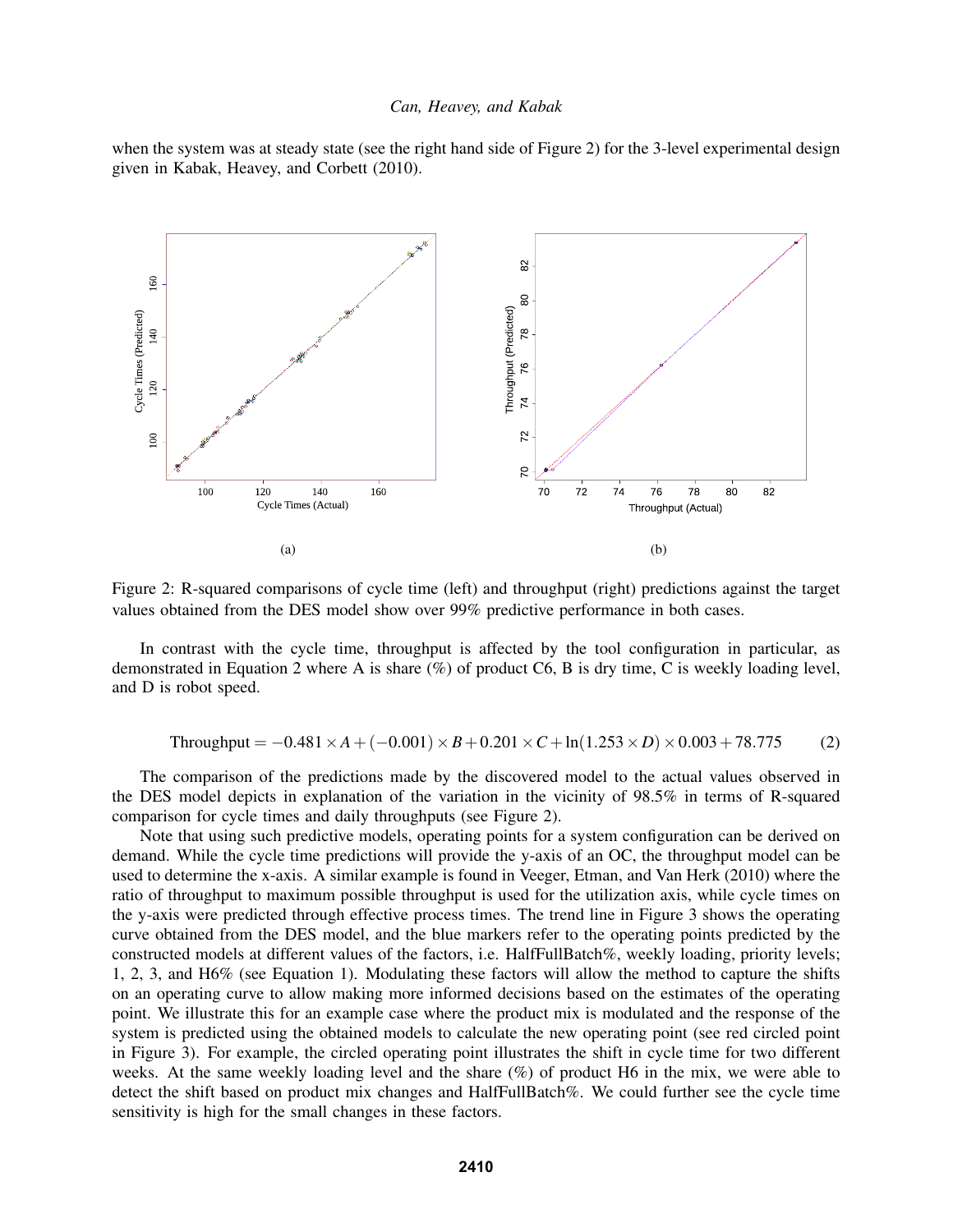when the system was at steady state (see the right hand side of Figure 2) for the 3-level experimental design given in Kabak, Heavey, and Corbett (2010).

(a)

(b)

Figure 2: R-squared comparisons of cycle time (left) and throughput (right) predictions against the target values obtained from the DES model show over 99% predictive performance in both cases.

In contrast with the cycle time, throughput is affected by the tool configuration in particular, as demonstrated in Equation 2 where A is share (%) of product C6, B is dry time, C is weekly loading level, and D is robot speed.

$$\text{Throughput} = -0.481 \times A + (-0.001) \times B + 0.201 \times C + \ln(1.253 \times D) \times 0.003 + 78.775 \qquad (2)$$

The comparison of the predictions made by the discovered model to the actual values observed in the DES model depicts in explanation of the variation in the vicinity of 98.5% in terms of R-squared comparison for cycle times and daily throughputs (see Figure 2).

Note that using such predictive models, operating points for a system configuration can be derived on demand. While the cycle time predictions will provide the y-axis of an OC, the throughput model can be used to determine the x-axis. A similar example is found in Veeger, Etman, and Van Herk (2010) where the ratio of throughput to maximum possible throughput is used for the utilization axis, while cycle times on the y-axis were predicted through effective process times. The trend line in Figure 3 shows the operating curve obtained from the DES model, and the blue markers refer to the operating points predicted by the constructed models at different values of the factors, i.e. HalfFullBatch%, weekly loading, priority levels; 1, 2, 3, and H6% (see Equation 1). Modulating these factors will allow the method to capture the shifts on an operating curve to allow making more informed decisions based on the estimates of the operating point. We illustrate this for an example case where the product mix is modulated and the response of the system is predicted using the obtained models to calculate the new operating point (see red circled point in Figure 3). For example, the circled operating point illustrates the shift in cycle time for two different weeks. At the same weekly loading level and the share (%) of product H6 in the mix, we were able to detect the shift based on product mix changes and HalfFullBatch%. We could further see the cycle time sensitivity is high for the small changes in these factors.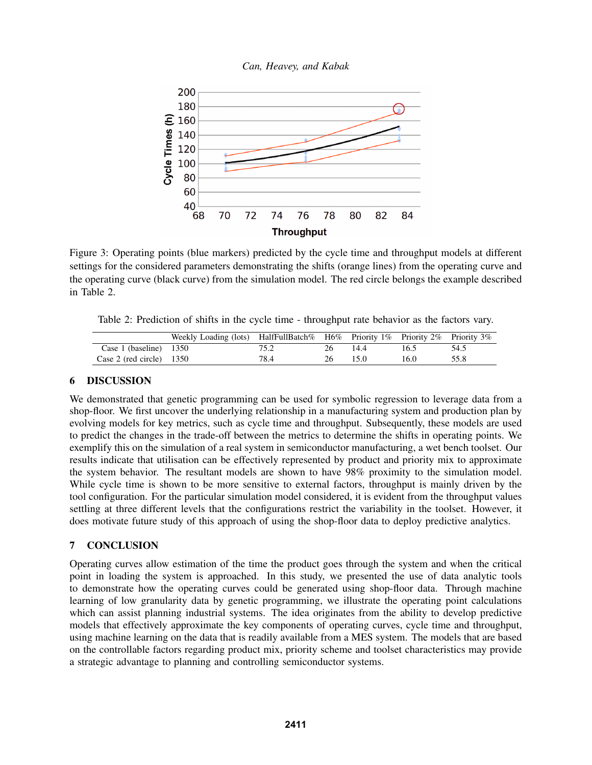Figure 3: Operating points (blue markers) predicted by the cycle time and throughput models at different settings for the considered parameters demonstrating the shifts (orange lines) from the operating curve and the operating curve (black curve) from the simulation model. The red circle belongs the example described in Table 2.

Table 2: Prediction of shifts in the cycle time - throughput rate behavior as the factors vary.

| | Weekly Loading (lots) | HalfFullBatch% | H6% | Priority 1% | Priority 2% | Priority 3% |
|---|---|---|---|---|---|---|
| Case 1 (baseline) | 1350 | 75.2 | 26 | 14.4 | 16.5 | 54.5 |
| Case 2 (red circle) | 1350 | 78.4 | 26 | 15.0 | 16.0 | 55.8 |

## 6 DISCUSSION

We demonstrated that genetic programming can be used for symbolic regression to leverage data from a shop-floor. We first uncover the underlying relationship in a manufacturing system and production plan by evolving models for key metrics, such as cycle time and throughput. Subsequently, these models are used to predict the changes in the trade-off between the metrics to determine the shifts in operating points. We exemplify this on the simulation of a real system in semiconductor manufacturing, a wet bench toolset. Our results indicate that utilisation can be effectively represented by product and priority mix to approximate the system behavior. The resultant models are shown to have 98% proximity to the simulation model. While cycle time is shown to be more sensitive to external factors, throughput is mainly driven by the tool configuration. For the particular simulation model considered, it is evident from the throughput values settling at three different levels that the configurations restrict the variability in the toolset. However, it does motivate future study of this approach of using the shop-floor data to deploy predictive analytics.

## 7 CONCLUSION

Operating curves allow estimation of the time the product goes through the system and when the critical point in loading the system is approached. In this study, we presented the use of data analytic tools to demonstrate how the operating curves could be generated using shop-floor data. Through machine learning of low granularity data by genetic programming, we illustrate the operating point calculations which can assist planning industrial systems. The idea originates from the ability to develop predictive models that effectively approximate the key components of operating curves, cycle time and throughput, using machine learning on the data that is readily available from a MES system. The models that are based on the controllable factors regarding product mix, priority scheme and toolset characteristics may provide a strategic advantage to planning and controlling semiconductor systems.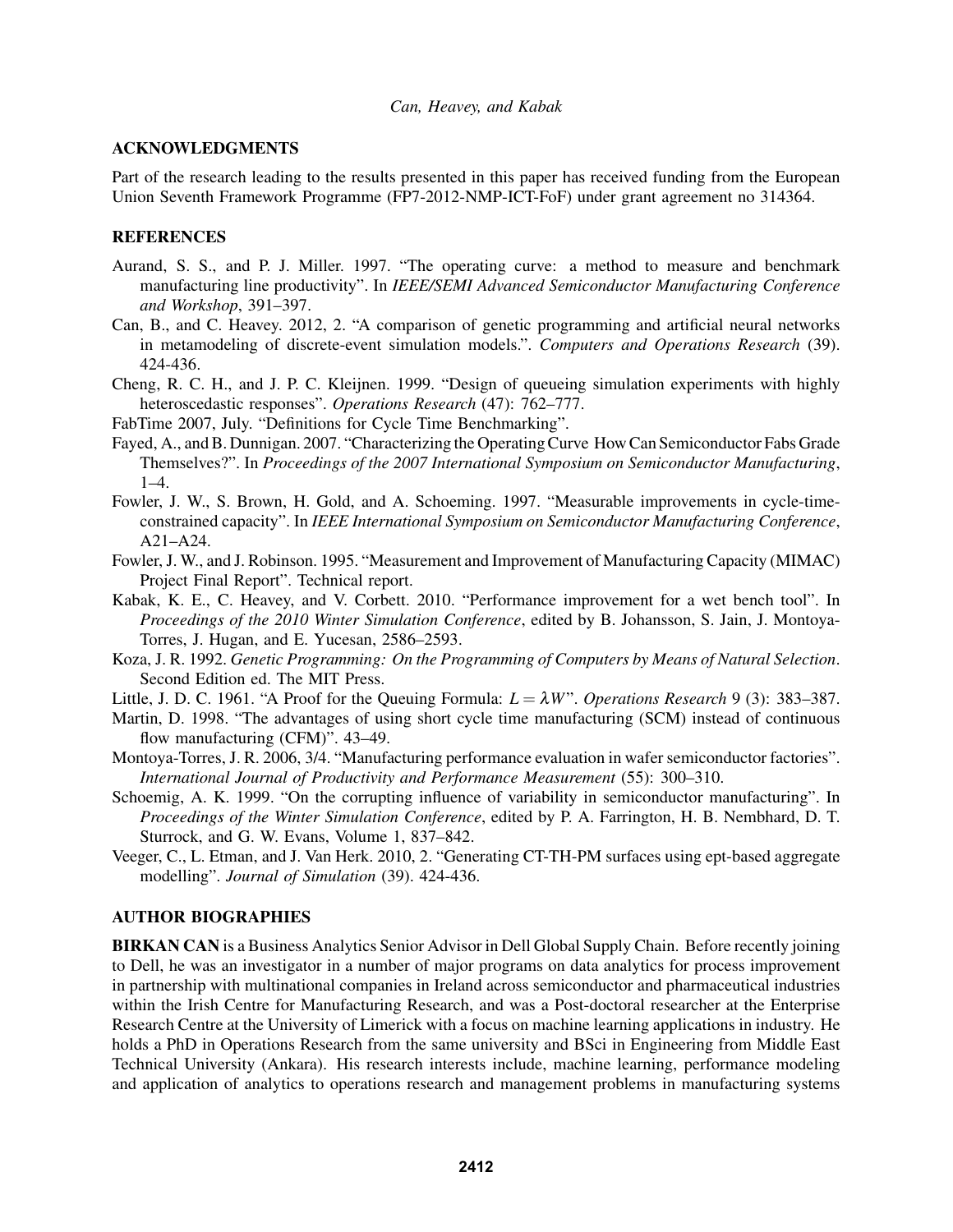## ACKNOWLEDGMENTS

Part of the research leading to the results presented in this paper has received funding from the European Union Seventh Framework Programme (FP7-2012-NMP-ICT-FoF) under grant agreement no 314364.

## REFERENCES

Aurand, S. S., and P. J. Miller. 1997. "The operating curve: a method to measure and benchmark manufacturing line productivity". In *IEEE/SEMI Advanced Semiconductor Manufacturing Conference and Workshop*, 391–397.

Can, B., and C. Heavey. 2012, 2. "A comparison of genetic programming and artificial neural networks in metamodeling of discrete-event simulation models.". *Computers and Operations Research* (39). 424-436.

Cheng, R. C. H., and J. P. C. Kleijnen. 1999. "Design of queueing simulation experiments with highly heteroscedastic responses". *Operations Research* (47): 762–777.

FabTime 2007, July. "Definitions for Cycle Time Benchmarking".

Fayed, A., and B. Dunnigan. 2007. "Characterizing the Operating Curve How Can Semiconductor Fabs Grade Themselves?". In *Proceedings of the 2007 International Symposium on Semiconductor Manufacturing*, 1–4.

Fowler, J. W., S. Brown, H. Gold, and A. Schoeming. 1997. "Measurable improvements in cycle-time-constrained capacity". In *IEEE International Symposium on Semiconductor Manufacturing Conference*, A21–A24.

Fowler, J. W., and J. Robinson. 1995. "Measurement and Improvement of Manufacturing Capacity (MIMAC) Project Final Report". Technical report.

Kabak, K. E., C. Heavey, and V. Corbett. 2010. "Performance improvement for a wet bench tool". In *Proceedings of the 2010 Winter Simulation Conference*, edited by B. Johansson, S. Jain, J. Montoya-Torres, J. Hugan, and E. Yucesan, 2586–2593.

Koza, J. R. 1992. *Genetic Programming: On the Programming of Computers by Means of Natural Selection*. Second Edition ed. The MIT Press.

Little, J. D. C. 1961. "A Proof for the Queuing Formula: $L = \lambda W$". *Operations Research* 9 (3): 383–387.

Martin, D. 1998. "The advantages of using short cycle time manufacturing (SCM) instead of continuous flow manufacturing (CFM)". 43–49.

Montoya-Torres, J. R. 2006, 3/4. "Manufacturing performance evaluation in wafer semiconductor factories". *International Journal of Productivity and Performance Measurement* (55): 300–310.

Schoemig, A. K. 1999. "On the corrupting influence of variability in semiconductor manufacturing". In *Proceedings of the Winter Simulation Conference*, edited by P. A. Farrington, H. B. Nembhard, D. T. Sturrock, and G. W. Evans, Volume 1, 837–842.

Veeger, C., L. Etman, and J. Van Herk. 2010, 2. "Generating CT-TH-PM surfaces using ept-based aggregate modelling". *Journal of Simulation* (39). 424-436.

## AUTHOR BIOGRAPHIES

**BIRKAN CAN** is a Business Analytics Senior Advisor in Dell Global Supply Chain. Before recently joining to Dell, he was an investigator in a number of major programs on data analytics for process improvement in partnership with multinational companies in Ireland across semiconductor and pharmaceutical industries within the Irish Centre for Manufacturing Research, and was a Post-doctoral researcher at the Enterprise Research Centre at the University of Limerick with a focus on machine learning applications in industry. He holds a PhD in Operations Research from the same university and BSci in Engineering from Middle East Technical University (Ankara). His research interests include, machine learning, performance modeling and application of analytics to operations research and management problems in manufacturing systems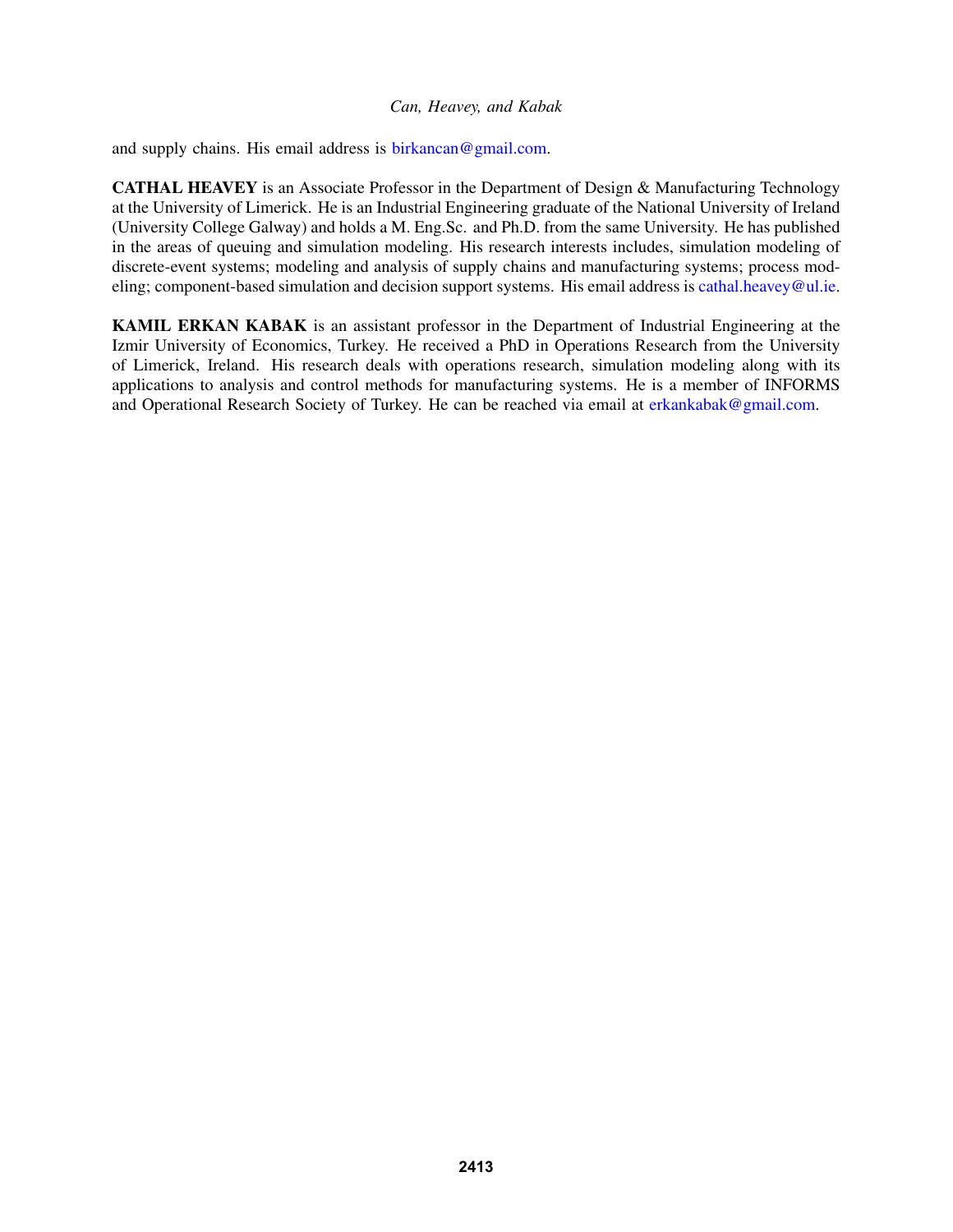and supply chains. His email address is birkancan@gmail.com.

**CATHAL HEAVEY** is an Associate Professor in the Department of Design & Manufacturing Technology at the University of Limerick. He is an Industrial Engineering graduate of the National University of Ireland (University College Galway) and holds a M. Eng.Sc. and Ph.D. from the same University. He has published in the areas of queuing and simulation modeling. His research interests includes, simulation modeling of discrete-event systems; modeling and analysis of supply chains and manufacturing systems; process modeling; component-based simulation and decision support systems. His email address is cathal.heavey@ul.ie.

**KAMIL ERKAN KABAK** is an assistant professor in the Department of Industrial Engineering at the Izmir University of Economics, Turkey. He received a PhD in Operations Research from the University of Limerick, Ireland. His research deals with operations research, simulation modeling along with its applications to analysis and control methods for manufacturing systems. He is a member of INFORMS and Operational Research Society of Turkey. He can be reached via email at erkankabak@gmail.com.